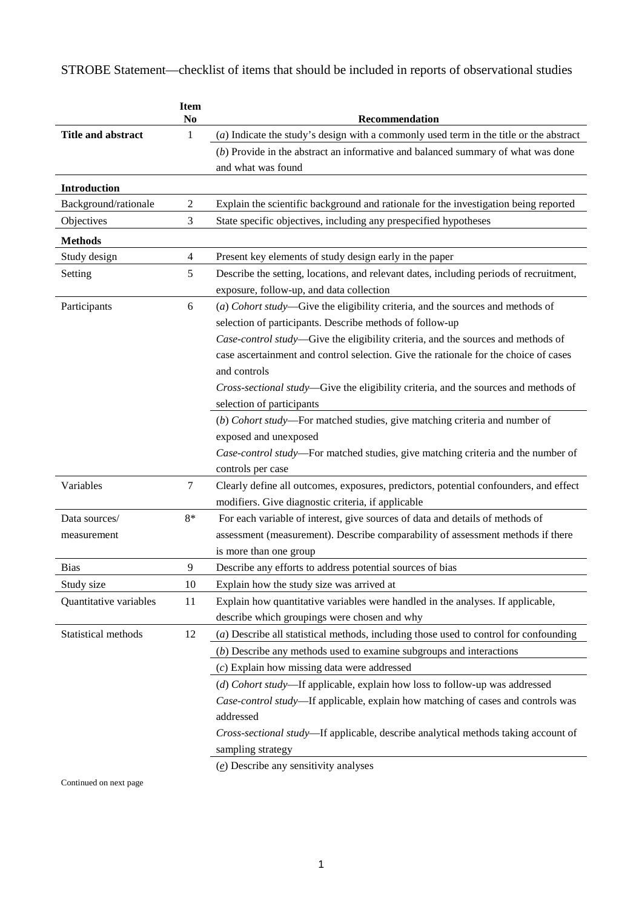STROBE Statement—checklist of items that should be included in reports of observational studies

| | Item No | Recommendation |
|---|---|---|
| **Title and abstract** | 1 | (*a*) Indicate the study's design with a commonly used term in the title or the abstract |
| | | (*b*) Provide in the abstract an informative and balanced summary of what was done and what was found |
| **Introduction** | | |
| Background/rationale | 2 | Explain the scientific background and rationale for the investigation being reported |
| Objectives | 3 | State specific objectives, including any prespecified hypotheses |
| **Methods** | | |
| Study design | 4 | Present key elements of study design early in the paper |
| Setting | 5 | Describe the setting, locations, and relevant dates, including periods of recruitment, exposure, follow-up, and data collection |
| Participants | 6 | (*a*) *Cohort study*—Give the eligibility criteria, and the sources and methods of selection of participants. Describe methods of follow-up<br>*Case-control study*—Give the eligibility criteria, and the sources and methods of case ascertainment and control selection. Give the rationale for the choice of cases and controls<br>*Cross-sectional study*—Give the eligibility criteria, and the sources and methods of selection of participants |
| | | (*b*) *Cohort study*—For matched studies, give matching criteria and number of exposed and unexposed<br>*Case-control study*—For matched studies, give matching criteria and the number of controls per case |
| Variables | 7 | Clearly define all outcomes, exposures, predictors, potential confounders, and effect modifiers. Give diagnostic criteria, if applicable |
| Data sources/ measurement | 8* | For each variable of interest, give sources of data and details of methods of assessment (measurement). Describe comparability of assessment methods if there is more than one group |
| Bias | 9 | Describe any efforts to address potential sources of bias |
| Study size | 10 | Explain how the study size was arrived at |
| Quantitative variables | 11 | Explain how quantitative variables were handled in the analyses. If applicable, describe which groupings were chosen and why |
| Statistical methods | 12 | (*a*) Describe all statistical methods, including those used to control for confounding |
| | | (*b*) Describe any methods used to examine subgroups and interactions |
| | | (*c*) Explain how missing data were addressed |
| | | (*d*) *Cohort study*—If applicable, explain how loss to follow-up was addressed<br>*Case-control study*—If applicable, explain how matching of cases and controls was addressed<br>*Cross-sectional study*—If applicable, describe analytical methods taking account of sampling strategy |
| | | (*e*) Describe any sensitivity analyses |

Continued on next page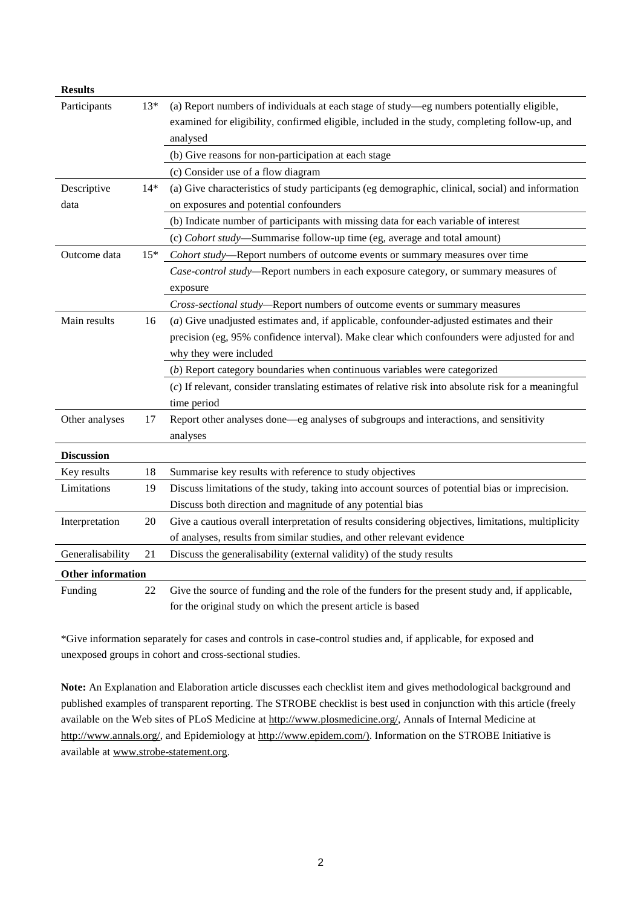| | | |
|---|---|---|
| **Results** | | |
| Participants | 13* | (a) Report numbers of individuals at each stage of study—eg numbers potentially eligible, examined for eligibility, confirmed eligible, included in the study, completing follow-up, and analysed |
| | | (b) Give reasons for non-participation at each stage |
| | | (c) Consider use of a flow diagram |
| Descriptive data | 14* | (a) Give characteristics of study participants (eg demographic, clinical, social) and information on exposures and potential confounders |
| | | (b) Indicate number of participants with missing data for each variable of interest |
| | | (c) *Cohort study*—Summarise follow-up time (eg, average and total amount) |
| Outcome data | 15* | *Cohort study*—Report numbers of outcome events or summary measures over time |
| | | *Case-control study*—Report numbers in each exposure category, or summary measures of exposure |
| | | *Cross-sectional study*—Report numbers of outcome events or summary measures |
| Main results | 16 | (*a*) Give unadjusted estimates and, if applicable, confounder-adjusted estimates and their precision (eg, 95% confidence interval). Make clear which confounders were adjusted for and why they were included |
| | | (*b*) Report category boundaries when continuous variables were categorized |
| | | (*c*) If relevant, consider translating estimates of relative risk into absolute risk for a meaningful time period |
| Other analyses | 17 | Report other analyses done—eg analyses of subgroups and interactions, and sensitivity analyses |
| **Discussion** | | |
| Key results | 18 | Summarise key results with reference to study objectives |
| Limitations | 19 | Discuss limitations of the study, taking into account sources of potential bias or imprecision. Discuss both direction and magnitude of any potential bias |
| Interpretation | 20 | Give a cautious overall interpretation of results considering objectives, limitations, multiplicity of analyses, results from similar studies, and other relevant evidence |
| Generalisability | 21 | Discuss the generalisability (external validity) of the study results |
| **Other information** | | |
| Funding | 22 | Give the source of funding and the role of the funders for the present study and, if applicable, for the original study on which the present article is based |

*Give information separately for cases and controls in case-control studies and, if applicable, for exposed and unexposed groups in cohort and cross-sectional studies.

**Note:** An Explanation and Elaboration article discusses each checklist item and gives methodological background and published examples of transparent reporting. The STROBE checklist is best used in conjunction with this article (freely available on the Web sites of PLoS Medicine at http://www.plosmedicine.org/, Annals of Internal Medicine at http://www.annals.org/, and Epidemiology at http://www.epidem.com/). Information on the STROBE Initiative is available at www.strobe-statement.org.